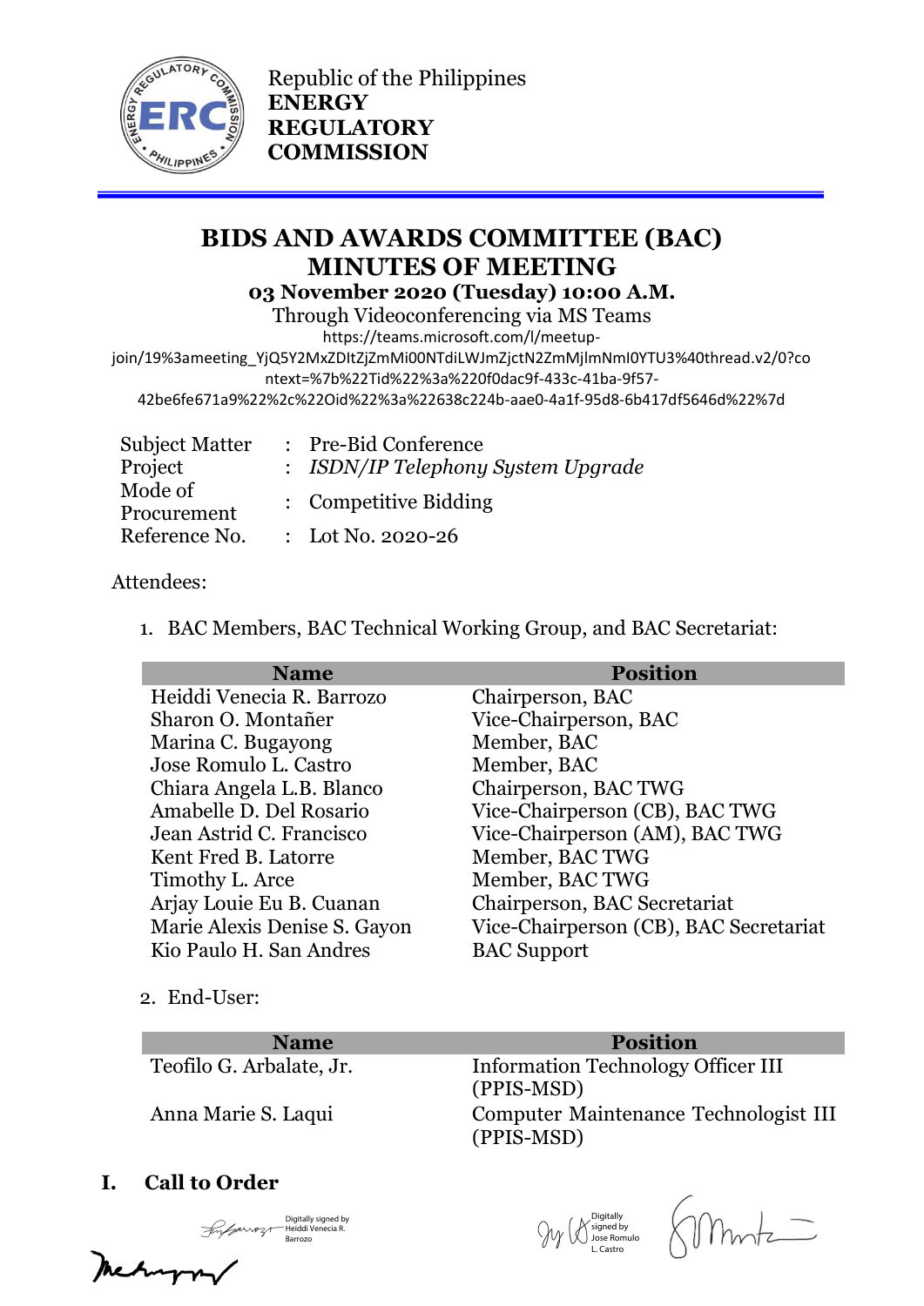Republic of the Philippines
**ENERGY REGULATORY COMMISSION**

# BIDS AND AWARDS COMMITTEE (BAC) MINUTES OF MEETING

**03 November 2020 (Tuesday) 10:00 A.M.**

Through Videoconferencing via MS Teams

https://teams.microsoft.com/l/meetup-join/19%3ameeting_YjQ5Y2MxZDItZjZmMi00NTdiLWJmZjctN2ZmMjlmNmI0YTU3%40thread.v2/0?context=%7b%22Tid%22%3a%220f0dac9f-433c-41ba-9f57-42be6fe671a9%22%2c%22Oid%22%3a%22638c224b-aae0-4a1f-95d8-6b417df5646d%22%7d

| | | |
|---|---|---|
| Subject Matter | : | Pre-Bid Conference |
| Project | : | *ISDN/IP Telephony System Upgrade* |
| Mode of Procurement | : | Competitive Bidding |
| Reference No. | : | Lot No. 2020-26 |

Attendees:

1. BAC Members, BAC Technical Working Group, and BAC Secretariat:

| Name | Position |
|---|---|
| Heiddi Venecia R. Barrozo | Chairperson, BAC |
| Sharon O. Montañer | Vice-Chairperson, BAC |
| Marina C. Bugayong | Member, BAC |
| Jose Romulo L. Castro | Member, BAC |
| Chiara Angela L.B. Blanco | Chairperson, BAC TWG |
| Amabelle D. Del Rosario | Vice-Chairperson (CB), BAC TWG |
| Jean Astrid C. Francisco | Vice-Chairperson (AM), BAC TWG |
| Kent Fred B. Latorre | Member, BAC TWG |
| Timothy L. Arce | Member, BAC TWG |
| Arjay Louie Eu B. Cuanan | Chairperson, BAC Secretariat |
| Marie Alexis Denise S. Gayon | Vice-Chairperson (CB), BAC Secretariat |
| Kio Paulo H. San Andres | BAC Support |

2. End-User:

| Name | Position |
|---|---|
| Teofilo G. Arbalate, Jr. | Information Technology Officer III (PPIS-MSD) |
| Anna Marie S. Laqui | Computer Maintenance Technologist III (PPIS-MSD) |

## I. Call to Order

Digitally signed by Heiddi Venecia R. Barrozo

Digitally signed by Jose Romulo L. Castro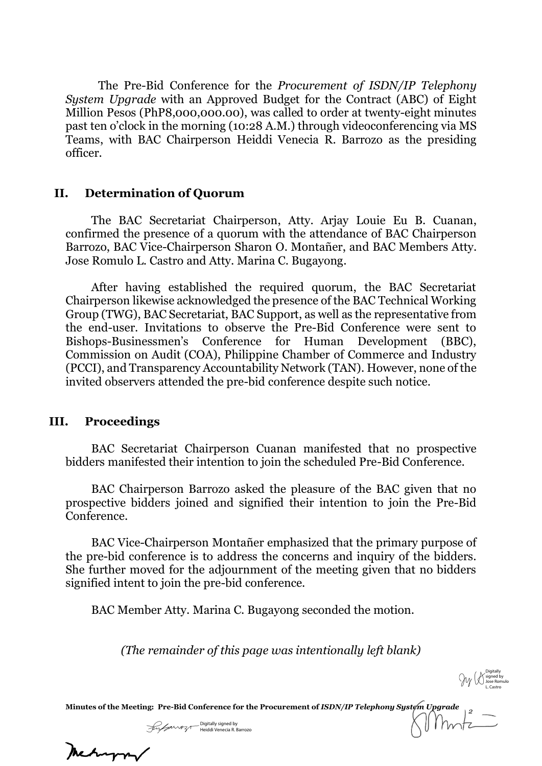The Pre-Bid Conference for the *Procurement of ISDN/IP Telephony System Upgrade* with an Approved Budget for the Contract (ABC) of Eight Million Pesos (PhP8,000,000.00), was called to order at twenty-eight minutes past ten o'clock in the morning (10:28 A.M.) through videoconferencing via MS Teams, with BAC Chairperson Heiddi Venecia R. Barrozo as the presiding officer.

## II. Determination of Quorum

The BAC Secretariat Chairperson, Atty. Arjay Louie Eu B. Cuanan, confirmed the presence of a quorum with the attendance of BAC Chairperson Barrozo, BAC Vice-Chairperson Sharon O. Montañer, and BAC Members Atty. Jose Romulo L. Castro and Atty. Marina C. Bugayong.

After having established the required quorum, the BAC Secretariat Chairperson likewise acknowledged the presence of the BAC Technical Working Group (TWG), BAC Secretariat, BAC Support, as well as the representative from the end-user. Invitations to observe the Pre-Bid Conference were sent to Bishops-Businessmen's Conference for Human Development (BBC), Commission on Audit (COA), Philippine Chamber of Commerce and Industry (PCCI), and Transparency Accountability Network (TAN). However, none of the invited observers attended the pre-bid conference despite such notice.

## III. Proceedings

BAC Secretariat Chairperson Cuanan manifested that no prospective bidders manifested their intention to join the scheduled Pre-Bid Conference.

BAC Chairperson Barrozo asked the pleasure of the BAC given that no prospective bidders joined and signified their intention to join the Pre-Bid Conference.

BAC Vice-Chairperson Montañer emphasized that the primary purpose of the pre-bid conference is to address the concerns and inquiry of the bidders. She further moved for the adjournment of the meeting given that no bidders signified intent to join the pre-bid conference.

BAC Member Atty. Marina C. Bugayong seconded the motion.

*(The remainder of this page was intentionally left blank)*

Digitally signed by Jose Romulo L. Castro

Digitally signed by Heiddi Venecia R. Barrozo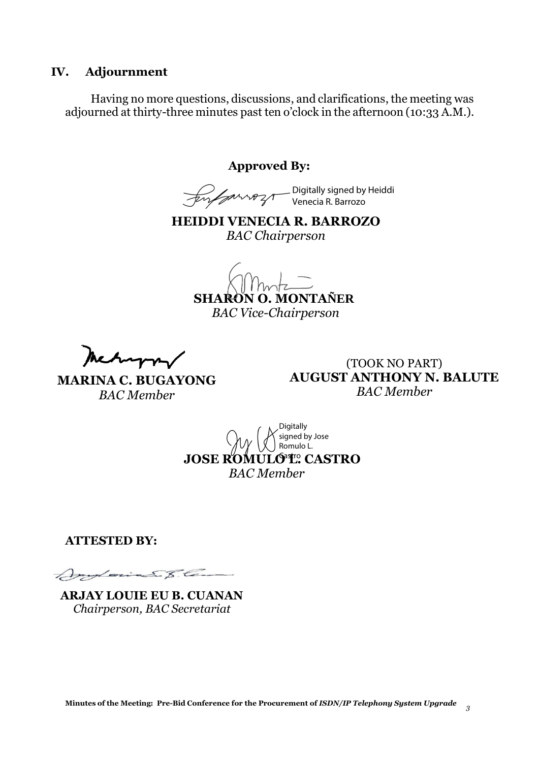## IV. Adjournment

Having no more questions, discussions, and clarifications, the meeting was adjourned at thirty-three minutes past ten o'clock in the afternoon (10:33 A.M.).

**Approved By:**

Digitally signed by Heiddi Venecia R. Barrozo

**HEIDDI VENECIA R. BARROZO**
*BAC Chairperson*

**SHARON O. MONTAÑER**
*BAC Vice-Chairperson*

**MARINA C. BUGAYONG**
*BAC Member*

(TOOK NO PART)
**AUGUST ANTHONY N. BALUTE**
*BAC Member*

Digitally signed by Jose Romulo L. Castro

**JOSE ROMULO L. CASTRO**
*BAC Member*

**ATTESTED BY:**

**ARJAY LOUIE EU B. CUANAN**
*Chairperson, BAC Secretariat*

**Minutes of the Meeting: Pre-Bid Conference for the Procurement of *ISDN/IP Telephony System Upgrade***